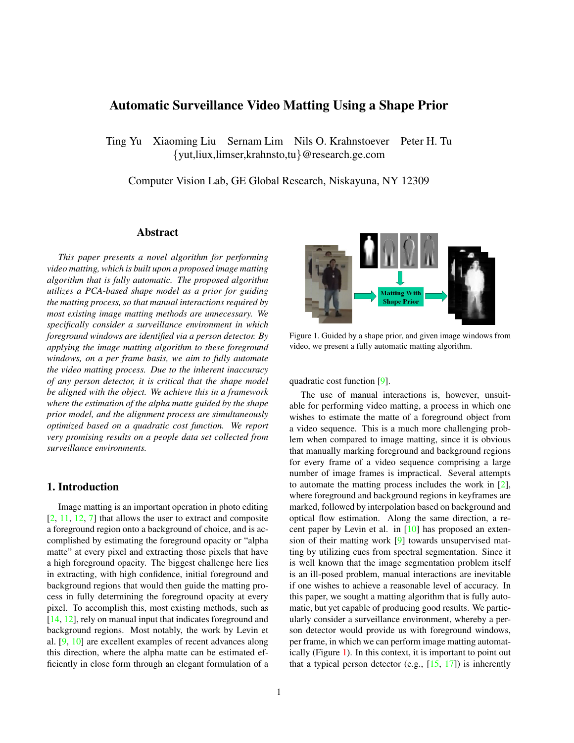# Automatic Surveillance Video Matting Using a Shape Prior

Ting Yu Xiaoming Liu Sernam Lim Nils O. Krahnstoever Peter H. Tu
{yut,liux,limser,krahnsto,tu}@research.ge.com

Computer Vision Lab, GE Global Research, Niskayuna, NY 12309

## Abstract

*This paper presents a novel algorithm for performing video matting, which is built upon a proposed image matting algorithm that is fully automatic. The proposed algorithm utilizes a PCA-based shape model as a prior for guiding the matting process, so that manual interactions required by most existing image matting methods are unnecessary. We specifically consider a surveillance environment in which foreground windows are identified via a person detector. By applying the image matting algorithm to these foreground windows, on a per frame basis, we aim to fully automate the video matting process. Due to the inherent inaccuracy of any person detector, it is critical that the shape model be aligned with the object. We achieve this in a framework where the estimation of the alpha matte guided by the shape prior model, and the alignment process are simultaneously optimized based on a quadratic cost function. We report very promising results on a people data set collected from surveillance environments.*

## 1. Introduction

Image matting is an important operation in photo editing [2, 11, 12, 7] that allows the user to extract and composite a foreground region onto a background of choice, and is accomplished by estimating the foreground opacity or "alpha matte" at every pixel and extracting those pixels that have a high foreground opacity. The biggest challenge here lies in extracting, with high confidence, initial foreground and background regions that would then guide the matting process in fully determining the foreground opacity at every pixel. To accomplish this, most existing methods, such as [14, 12], rely on manual input that indicates foreground and background regions. Most notably, the work by Levin et al. [9, 10] are excellent examples of recent advances along this direction, where the alpha matte can be estimated efficiently in close form through an elegant formulation of a quadratic cost function [9].

Figure 1. Guided by a shape prior, and given image windows from video, we present a fully automatic matting algorithm.

The use of manual interactions is, however, unsuitable for performing video matting, a process in which one wishes to estimate the matte of a foreground object from a video sequence. This is a much more challenging problem when compared to image matting, since it is obvious that manually marking foreground and background regions for every frame of a video sequence comprising a large number of image frames is impractical. Several attempts to automate the matting process includes the work in [2], where foreground and background regions in keyframes are marked, followed by interpolation based on background and optical flow estimation. Along the same direction, a recent paper by Levin et al. in [10] has proposed an extension of their matting work [9] towards unsupervised matting by utilizing cues from spectral segmentation. Since it is well known that the image segmentation problem itself is an ill-posed problem, manual interactions are inevitable if one wishes to achieve a reasonable level of accuracy. In this paper, we sought a matting algorithm that is fully automatic, but yet capable of producing good results. We particularly consider a surveillance environment, whereby a person detector would provide us with foreground windows, per frame, in which we can perform image matting automatically (Figure 1). In this context, it is important to point out that a typical person detector (e.g., [15, 17]) is inherently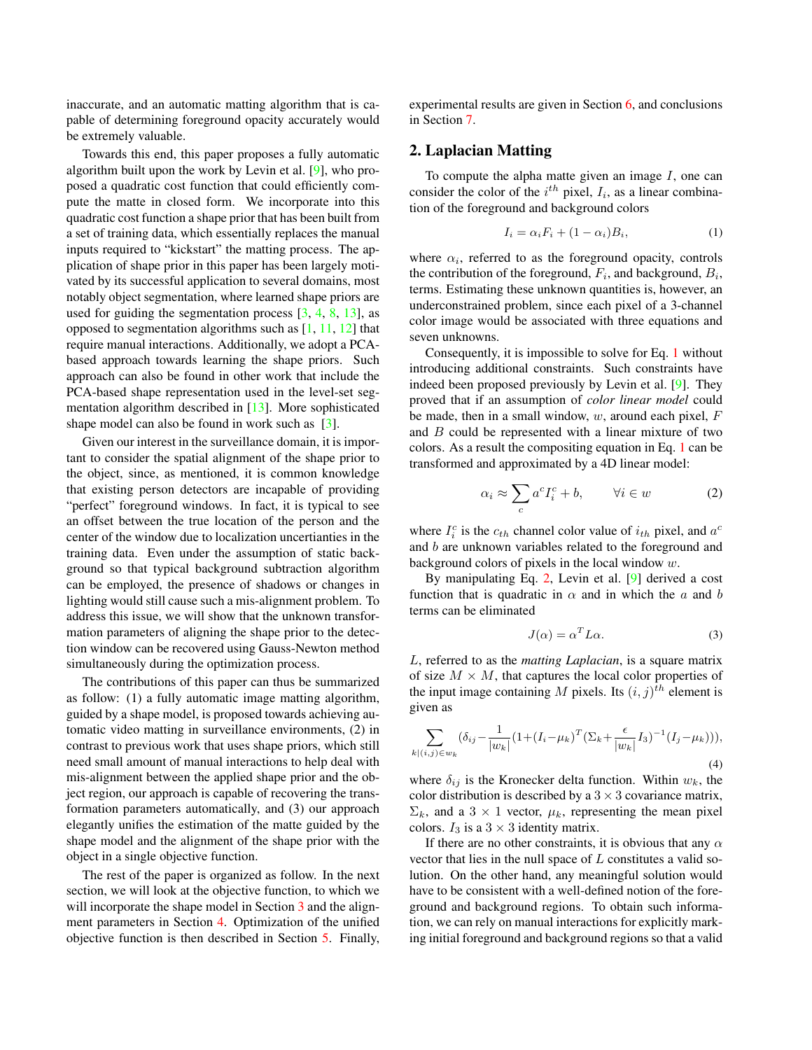inaccurate, and an automatic matting algorithm that is capable of determining foreground opacity accurately would be extremely valuable.

Towards this end, this paper proposes a fully automatic algorithm built upon the work by Levin et al. [9], who proposed a quadratic cost function that could efficiently compute the matte in closed form. We incorporate into this quadratic cost function a shape prior that has been built from a set of training data, which essentially replaces the manual inputs required to "kickstart" the matting process. The application of shape prior in this paper has been largely motivated by its successful application to several domains, most notably object segmentation, where learned shape priors are used for guiding the segmentation process [3, 4, 8, 13], as opposed to segmentation algorithms such as [1, 11, 12] that require manual interactions. Additionally, we adopt a PCA-based approach towards learning the shape priors. Such approach can also be found in other work that include the PCA-based shape representation used in the level-set segmentation algorithm described in [13]. More sophisticated shape model can also be found in work such as [3].

Given our interest in the surveillance domain, it is important to consider the spatial alignment of the shape prior to the object, since, as mentioned, it is common knowledge that existing person detectors are incapable of providing "perfect" foreground windows. In fact, it is typical to see an offset between the true location of the person and the center of the window due to localization uncertianties in the training data. Even under the assumption of static background so that typical background subtraction algorithm can be employed, the presence of shadows or changes in lighting would still cause such a mis-alignment problem. To address this issue, we will show that the unknown transformation parameters of aligning the shape prior to the detection window can be recovered using Gauss-Newton method simultaneously during the optimization process.

The contributions of this paper can thus be summarized as follow: (1) a fully automatic image matting algorithm, guided by a shape model, is proposed towards achieving automatic video matting in surveillance environments, (2) in contrast to previous work that uses shape priors, which still need small amount of manual interactions to help deal with mis-alignment between the applied shape prior and the object region, our approach is capable of recovering the transformation parameters automatically, and (3) our approach elegantly unifies the estimation of the matte guided by the shape model and the alignment of the shape prior with the object in a single objective function.

The rest of the paper is organized as follow. In the next section, we will look at the objective function, to which we will incorporate the shape model in Section 3 and the alignment parameters in Section 4. Optimization of the unified objective function is then described in Section 5. Finally, experimental results are given in Section 6, and conclusions in Section 7.

## 2. Laplacian Matting

To compute the alpha matte given an image $I$, one can consider the color of the $i^{th}$ pixel, $I_i$, as a linear combination of the foreground and background colors

$$I_i = \alpha_i F_i + (1 - \alpha_i) B_i, \tag{1}$$

where $\alpha_i$, referred to as the foreground opacity, controls the contribution of the foreground, $F_i$, and background, $B_i$, terms. Estimating these unknown quantities is, however, an underconstrained problem, since each pixel of a 3-channel color image would be associated with three equations and seven unknowns.

Consequently, it is impossible to solve for Eq. 1 without introducing additional constraints. Such constraints have indeed been proposed previously by Levin et al. [9]. They proved that if an assumption of *color linear model* could be made, then in a small window, $w$, around each pixel, $F$ and $B$ could be represented with a linear mixture of two colors. As a result the compositing equation in Eq. 1 can be transformed and approximated by a 4D linear model:

$$\alpha_i \approx \sum_c a^c I_i^c + b, \qquad \forall i \in w \tag{2}$$

where $I_i^c$ is the $c_{th}$ channel color value of $i_{th}$ pixel, and $a^c$ and $b$ are unknown variables related to the foreground and background colors of pixels in the local window $w$.

By manipulating Eq. 2, Levin et al. [9] derived a cost function that is quadratic in $\alpha$ and in which the $a$ and $b$ terms can be eliminated

$$J(\alpha) = \alpha^T L \alpha. \tag{3}$$

$L$, referred to as the *matting Laplacian*, is a square matrix of size $M \times M$, that captures the local color properties of the input image containing $M$ pixels. Its $(i,j)^{th}$ element is given as

$$\sum_{k|(i,j)\in w_k} (\delta_{ij} - \frac{1}{|w_k|}(1 + (I_i - \mu_k)^T (\Sigma_k + \frac{\epsilon}{|w_k|} I_3)^{-1} (I_j - \mu_k))), \tag{4}$$

where $\delta_{ij}$ is the Kronecker delta function. Within $w_k$, the color distribution is described by a $3 \times 3$ covariance matrix, $\Sigma_k$, and a $3 \times 1$ vector, $\mu_k$, representing the mean pixel colors. $I_3$ is a $3 \times 3$ identity matrix.

If there are no other constraints, it is obvious that any $\alpha$ vector that lies in the null space of $L$ constitutes a valid solution. On the other hand, any meaningful solution would have to be consistent with a well-defined notion of the foreground and background regions. To obtain such information, we can rely on manual interactions for explicitly marking initial foreground and background regions so that a valid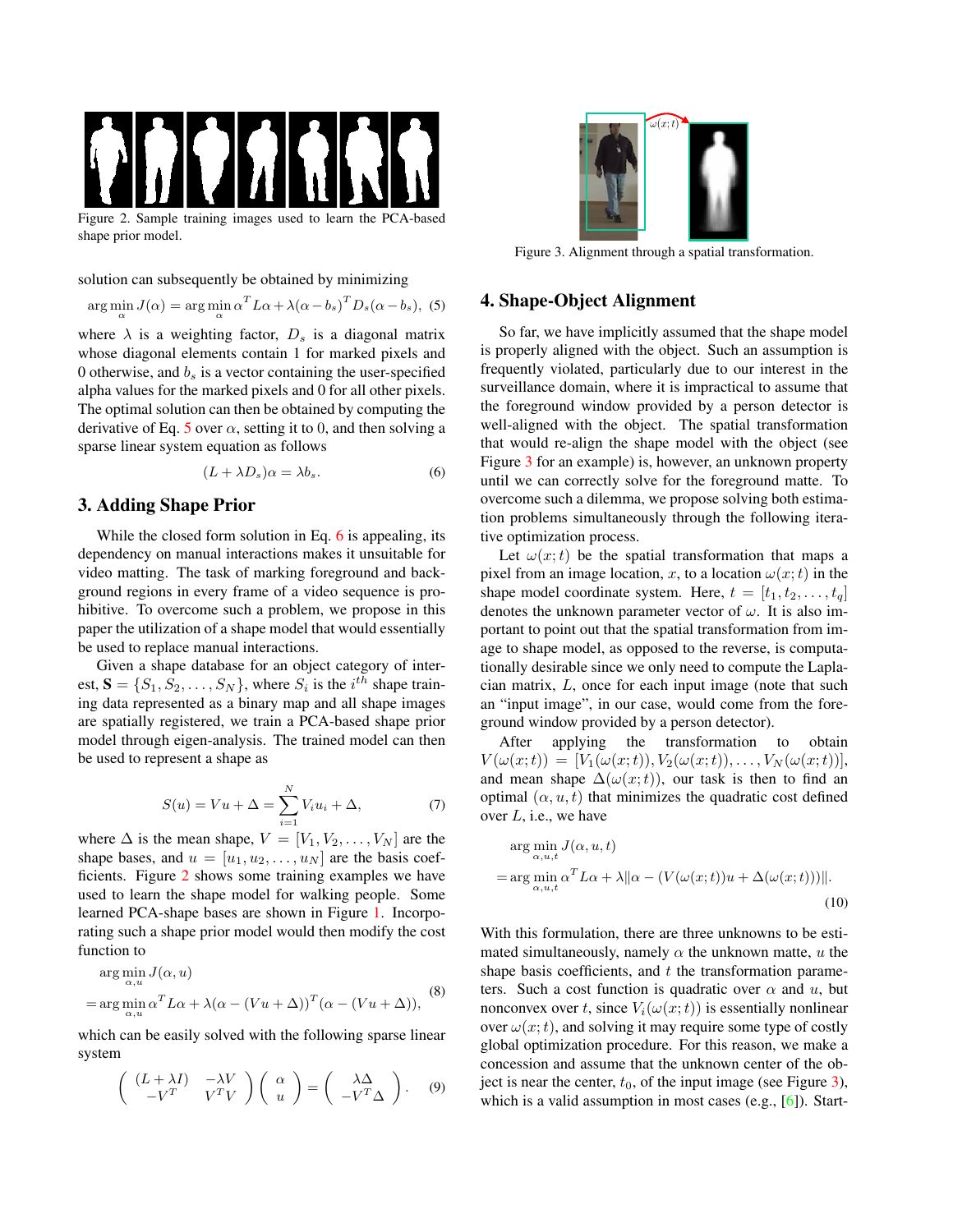Figure 2. Sample training images used to learn the PCA-based shape prior model.

solution can subsequently be obtained by minimizing

$$\arg\min_{\alpha} J(\alpha) = \arg\min_{\alpha} \alpha^T L\alpha + \lambda(\alpha - b_s)^T D_s(\alpha - b_s), \quad (5)$$

where $\lambda$ is a weighting factor, $D_s$ is a diagonal matrix whose diagonal elements contain 1 for marked pixels and 0 otherwise, and $b_s$ is a vector containing the user-specified alpha values for the marked pixels and 0 for all other pixels. The optimal solution can then be obtained by computing the derivative of Eq. 5 over $\alpha$, setting it to 0, and then solving a sparse linear system equation as follows

$$(L + \lambda D_s)\alpha = \lambda b_s. \quad (6)$$

## 3. Adding Shape Prior

While the closed form solution in Eq. 6 is appealing, its dependency on manual interactions makes it unsuitable for video matting. The task of marking foreground and background regions in every frame of a video sequence is prohibitive. To overcome such a problem, we propose in this paper the utilization of a shape model that would essentially be used to replace manual interactions.

Given a shape database for an object category of interest, $\mathbf{S} = \{S_1, S_2, \ldots, S_N\}$, where $S_i$ is the $i^{th}$ shape training data represented as a binary map and all shape images are spatially registered, we train a PCA-based shape prior model through eigen-analysis. The trained model can then be used to represent a shape as

$$S(u) = Vu + \Delta = \sum_{i=1}^{N} V_i u_i + \Delta, \quad (7)$$

where $\Delta$ is the mean shape, $V = [V_1, V_2, \ldots, V_N]$ are the shape bases, and $u = [u_1, u_2, \ldots, u_N]$ are the basis coefficients. Figure 2 shows some training examples we have used to learn the shape model for walking people. Some learned PCA-shape bases are shown in Figure 1. Incorporating such a shape prior model would then modify the cost function to

$$\begin{aligned} &\arg\min_{\alpha,u} J(\alpha, u) \\ &= \arg\min_{\alpha,u} \alpha^T L\alpha + \lambda(\alpha - (Vu + \Delta))^T(\alpha - (Vu + \Delta)), \end{aligned} \quad (8)$$

which can be easily solved with the following sparse linear system

$$\begin{pmatrix} (L + \lambda I) & -\lambda V \\ -V^T & V^T V \end{pmatrix} \begin{pmatrix} \alpha \\ u \end{pmatrix} = \begin{pmatrix} \lambda\Delta \\ -V^T\Delta \end{pmatrix}. \quad (9)$$

Figure 3. Alignment through a spatial transformation.

## 4. Shape-Object Alignment

So far, we have implicitly assumed that the shape model is properly aligned with the object. Such an assumption is frequently violated, particularly due to our interest in the surveillance domain, where it is impractical to assume that the foreground window provided by a person detector is well-aligned with the object. The spatial transformation that would re-align the shape model with the object (see Figure 3 for an example) is, however, an unknown property until we can correctly solve for the foreground matte. To overcome such a dilemma, we propose solving both estimation problems simultaneously through the following iterative optimization process.

Let $\omega(x;t)$ be the spatial transformation that maps a pixel from an image location, $x$, to a location $\omega(x;t)$ in the shape model coordinate system. Here, $t = [t_1, t_2, \ldots, t_q]$ denotes the unknown parameter vector of $\omega$. It is also important to point out that the spatial transformation from image to shape model, as opposed to the reverse, is computationally desirable since we only need to compute the Laplacian matrix, $L$, once for each input image (note that such an "input image", in our case, would come from the foreground window provided by a person detector).

After applying the transformation to obtain $V(\omega(x;t)) = [V_1(\omega(x;t)), V_2(\omega(x;t)), \ldots, V_N(\omega(x;t))]$, and mean shape $\Delta(\omega(x;t))$, our task is then to find an optimal $(\alpha, u, t)$ that minimizes the quadratic cost defined over $L$, i.e., we have

$$\begin{aligned} &\arg\min_{\alpha,u,t} J(\alpha, u, t) \\ &= \arg\min_{\alpha,u,t} \alpha^T L\alpha + \lambda\|\alpha - (V(\omega(x;t))u + \Delta(\omega(x;t)))\|. \end{aligned} \quad (10)$$

With this formulation, there are three unknowns to be estimated simultaneously, namely $\alpha$ the unknown matte, $u$ the shape basis coefficients, and $t$ the transformation parameters. Such a cost function is quadratic over $\alpha$ and $u$, but nonconvex over $t$, since $V_i(\omega(x;t))$ is essentially nonlinear over $\omega(x;t)$, and solving it may require some type of costly global optimization procedure. For this reason, we make a concession and assume that the unknown center of the object is near the center, $t_0$, of the input image (see Figure 3), which is a valid assumption in most cases (e.g., [6]). Start-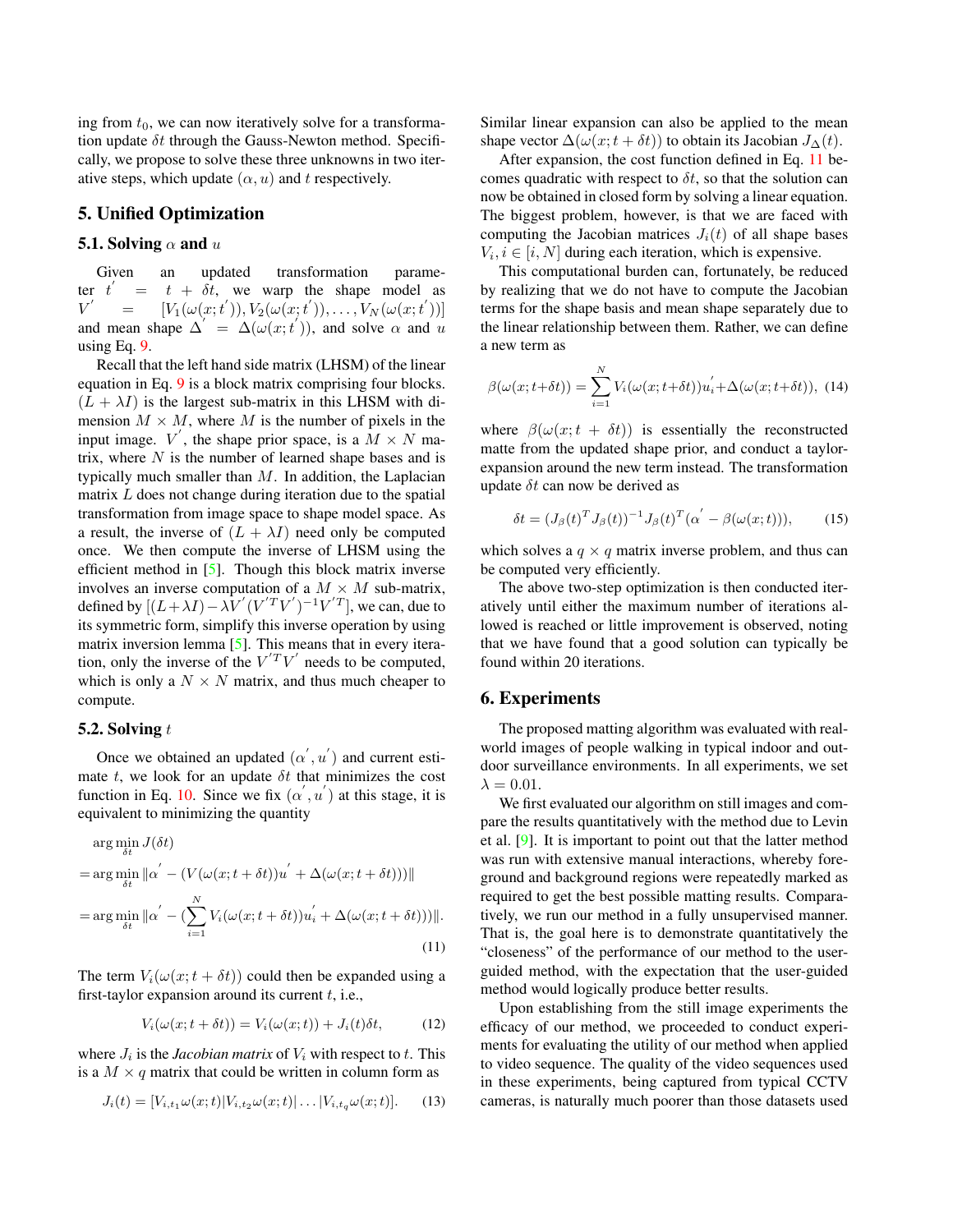ing from $t_0$, we can now iteratively solve for a transformation update $\delta t$ through the Gauss-Newton method. Specifically, we propose to solve these three unknowns in two iterative steps, which update $(\alpha, u)$ and $t$ respectively.

## 5. Unified Optimization

### 5.1. Solving $\alpha$ and $u$

Given an updated transformation parameter $t^{'} = t + \delta t$, we warp the shape model as $V^{'} = [V_1(\omega(x;t^{'})), V_2(\omega(x;t^{'})), \ldots, V_N(\omega(x;t^{'}))]$ and mean shape $\Delta^{'} = \Delta(\omega(x;t^{'}))$, and solve $\alpha$ and $u$ using Eq. 9.

Recall that the left hand side matrix (LHSM) of the linear equation in Eq. 9 is a block matrix comprising four blocks. $(L + \lambda I)$ is the largest sub-matrix in this LHSM with dimension $M \times M$, where $M$ is the number of pixels in the input image. $V^{'}$, the shape prior space, is a $M \times N$ matrix, where $N$ is the number of learned shape bases and is typically much smaller than $M$. In addition, the Laplacian matrix $L$ does not change during iteration due to the spatial transformation from image space to shape model space. As a result, the inverse of $(L + \lambda I)$ need only be computed once. We then compute the inverse of LHSM using the efficient method in [5]. Though this block matrix inverse involves an inverse computation of a $M \times M$ sub-matrix, defined by $[(L+\lambda I) - \lambda V^{'}(V^{'T}V^{'})^{-1}V^{'T}]$, we can, due to its symmetric form, simplify this inverse operation by using matrix inversion lemma [5]. This means that in every iteration, only the inverse of the $V^{'T}V^{'}$ needs to be computed, which is only a $N \times N$ matrix, and thus much cheaper to compute.

### 5.2. Solving $t$

Once we obtained an updated $(\alpha^{'}, u^{'})$ and current estimate $t$, we look for an update $\delta t$ that minimizes the cost function in Eq. 10. Since we fix $(\alpha^{'}, u^{'})$ at this stage, it is equivalent to minimizing the quantity

$$
\begin{aligned}
&\arg\min_{\delta t} J(\delta t) \\
&= \arg\min_{\delta t} \|\alpha^{'} - (V(\omega(x;t+\delta t))u^{'} + \Delta(\omega(x;t+\delta t)))\| \\
&= \arg\min_{\delta t} \|\alpha^{'} - (\sum_{i=1}^{N} V_i(\omega(x;t+\delta t))u_i^{'} + \Delta(\omega(x;t+\delta t)))\|.
\end{aligned}
\tag{11}
$$

The term $V_i(\omega(x;t+\delta t))$ could then be expanded using a first-taylor expansion around its current $t$, i.e.,

$$
V_i(\omega(x;t+\delta t)) = V_i(\omega(x;t)) + J_i(t)\delta t, \tag{12}
$$

where $J_i$ is the *Jacobian matrix* of $V_i$ with respect to $t$. This is a $M \times q$ matrix that could be written in column form as

$$
J_i(t) = [V_{i,t_1}\omega(x;t) | V_{i,t_2}\omega(x;t) | \ldots | V_{i,t_q}\omega(x;t)]. \tag{13}
$$

Similar linear expansion can also be applied to the mean shape vector $\Delta(\omega(x;t+\delta t))$ to obtain its Jacobian $J_{\Delta}(t)$.

After expansion, the cost function defined in Eq. 11 becomes quadratic with respect to $\delta t$, so that the solution can now be obtained in closed form by solving a linear equation. The biggest problem, however, is that we are faced with computing the Jacobian matrices $J_i(t)$ of all shape bases $V_i, i \in [i, N]$ during each iteration, which is expensive.

This computational burden can, fortunately, be reduced by realizing that we do not have to compute the Jacobian terms for the shape basis and mean shape separately due to the linear relationship between them. Rather, we can define a new term as

$$
\beta(\omega(x;t+\delta t)) = \sum_{i=1}^{N} V_i(\omega(x;t+\delta t))u_i^{'} + \Delta(\omega(x;t+\delta t)), \tag{14}
$$

where $\beta(\omega(x;t+\delta t))$ is essentially the reconstructed matte from the updated shape prior, and conduct a taylor-expansion around the new term instead. The transformation update $\delta t$ can now be derived as

$$
\delta t = (J_{\beta}(t)^T J_{\beta}(t))^{-1} J_{\beta}(t)^T (\alpha^{'} - \beta(\omega(x;t))), \tag{15}
$$

which solves a $q \times q$ matrix inverse problem, and thus can be computed very efficiently.

The above two-step optimization is then conducted iteratively until either the maximum number of iterations allowed is reached or little improvement is observed, noting that we have found that a good solution can typically be found within 20 iterations.

## 6. Experiments

The proposed matting algorithm was evaluated with real-world images of people walking in typical indoor and outdoor surveillance environments. In all experiments, we set $\lambda = 0.01$.

We first evaluated our algorithm on still images and compare the results quantitatively with the method due to Levin et al. [9]. It is important to point out that the latter method was run with extensive manual interactions, whereby foreground and background regions were repeatedly marked as required to get the best possible matting results. Comparatively, we run our method in a fully unsupervised manner. That is, the goal here is to demonstrate quantitatively the "closeness" of the performance of our method to the user-guided method, with the expectation that the user-guided method would logically produce better results.

Upon establishing from the still image experiments the efficacy of our method, we proceeded to conduct experiments for evaluating the utility of our method when applied to video sequence. The quality of the video sequences used in these experiments, being captured from typical CCTV cameras, is naturally much poorer than those datasets used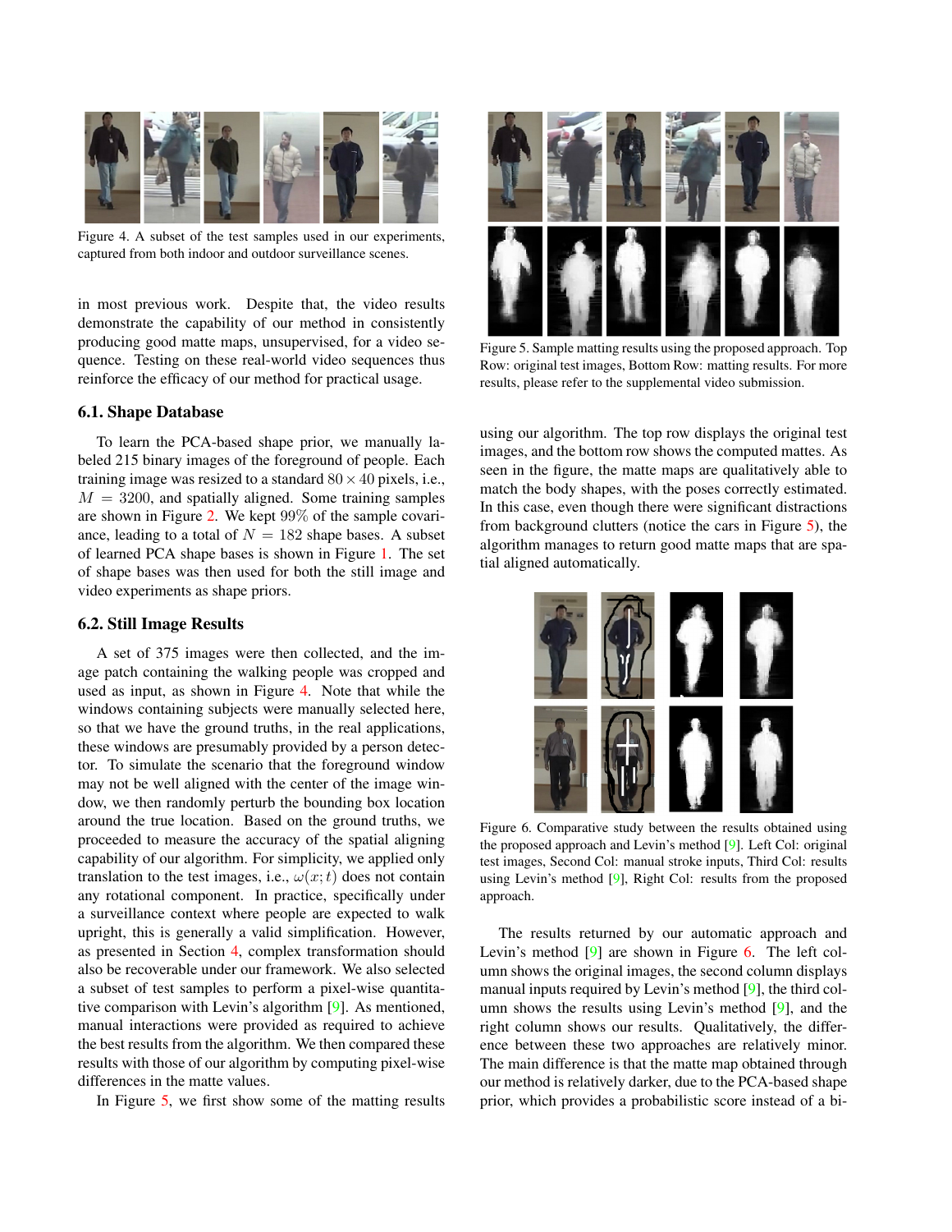Figure 4. A subset of the test samples used in our experiments, captured from both indoor and outdoor surveillance scenes.

in most previous work. Despite that, the video results demonstrate the capability of our method in consistently producing good matte maps, unsupervised, for a video sequence. Testing on these real-world video sequences thus reinforce the efficacy of our method for practical usage.

### 6.1. Shape Database

To learn the PCA-based shape prior, we manually labeled 215 binary images of the foreground of people. Each training image was resized to a standard $80 \times 40$ pixels, i.e., $M = 3200$, and spatially aligned. Some training samples are shown in Figure 2. We kept 99% of the sample covariance, leading to a total of $N = 182$ shape bases. A subset of learned PCA shape bases is shown in Figure 1. The set of shape bases was then used for both the still image and video experiments as shape priors.

### 6.2. Still Image Results

A set of 375 images were then collected, and the image patch containing the walking people was cropped and used as input, as shown in Figure 4. Note that while the windows containing subjects were manually selected here, so that we have the ground truths, in the real applications, these windows are presumably provided by a person detector. To simulate the scenario that the foreground window may not be well aligned with the center of the image window, we then randomly perturb the bounding box location around the true location. Based on the ground truths, we proceeded to measure the accuracy of the spatial aligning capability of our algorithm. For simplicity, we applied only translation to the test images, i.e., $\omega(x; t)$ does not contain any rotational component. In practice, specifically under a surveillance context where people are expected to walk upright, this is generally a valid simplification. However, as presented in Section 4, complex transformation should also be recoverable under our framework. We also selected a subset of test samples to perform a pixel-wise quantitative comparison with Levin's algorithm [9]. As mentioned, manual interactions were provided as required to achieve the best results from the algorithm. We then compared these results with those of our algorithm by computing pixel-wise differences in the matte values.

In Figure 5, we first show some of the matting results using our algorithm. The top row displays the original test images, and the bottom row shows the computed mattes. As seen in the figure, the matte maps are qualitatively able to match the body shapes, with the poses correctly estimated. In this case, even though there were significant distractions from background clutters (notice the cars in Figure 5), the algorithm manages to return good matte maps that are spatial aligned automatically.

Figure 5. Sample matting results using the proposed approach. Top Row: original test images, Bottom Row: matting results. For more results, please refer to the supplemental video submission.

Figure 6. Comparative study between the results obtained using the proposed approach and Levin's method [9]. Left Col: original test images, Second Col: manual stroke inputs, Third Col: results using Levin's method [9], Right Col: results from the proposed approach.

The results returned by our automatic approach and Levin's method [9] are shown in Figure 6. The left column shows the original images, the second column displays manual inputs required by Levin's method [9], the third column shows the results using Levin's method [9], and the right column shows our results. Qualitatively, the difference between these two approaches are relatively minor. The main difference is that the matte map obtained through our method is relatively darker, due to the PCA-based shape prior, which provides a probabilistic score instead of a bi-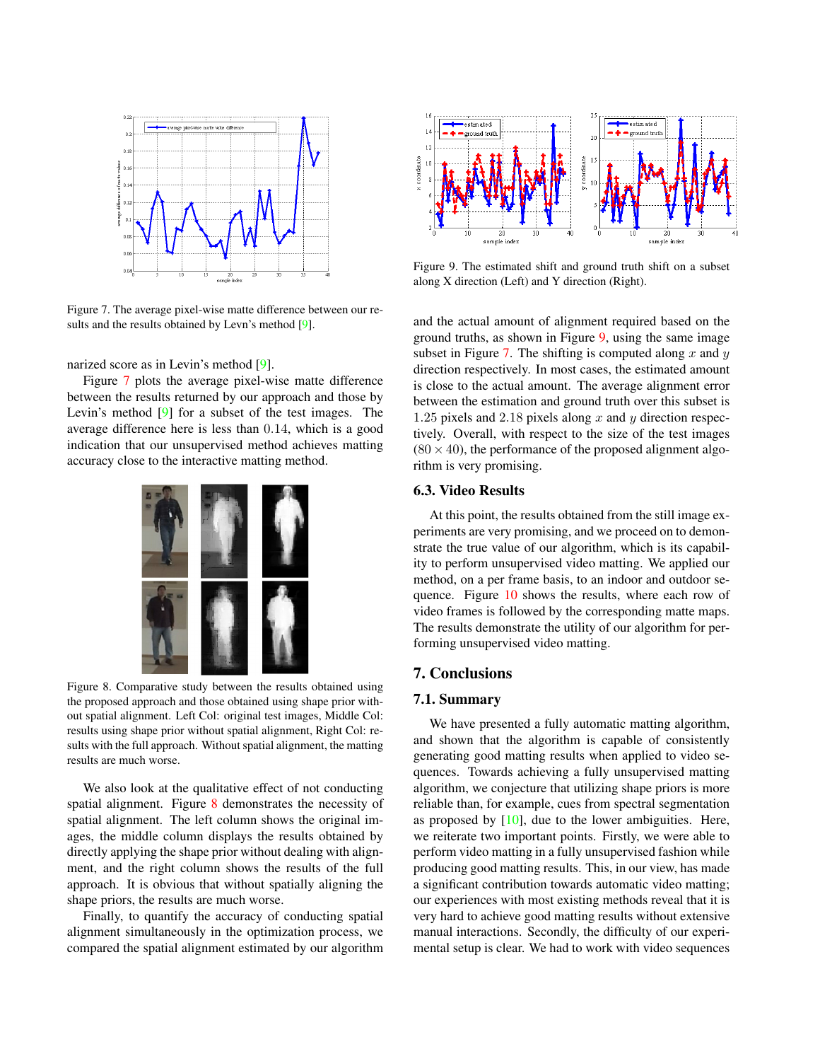Figure 7. The average pixel-wise matte difference between our results and the results obtained by Levn's method [9].

narized score as in Levin's method [9].

Figure 7 plots the average pixel-wise matte difference between the results returned by our approach and those by Levin's method [9] for a subset of the test images. The average difference here is less than 0.14, which is a good indication that our unsupervised method achieves matting accuracy close to the interactive matting method.

Figure 8. Comparative study between the results obtained using the proposed approach and those obtained using shape prior without spatial alignment. Left Col: original test images, Middle Col: results using shape prior without spatial alignment, Right Col: results with the full approach. Without spatial alignment, the matting results are much worse.

We also look at the qualitative effect of not conducting spatial alignment. Figure 8 demonstrates the necessity of spatial alignment. The left column shows the original images, the middle column displays the results obtained by directly applying the shape prior without dealing with alignment, and the right column shows the results of the full approach. It is obvious that without spatially aligning the shape priors, the results are much worse.

Finally, to quantify the accuracy of conducting spatial alignment simultaneously in the optimization process, we compared the spatial alignment estimated by our algorithm and the actual amount of alignment required based on the ground truths, as shown in Figure 9, using the same image subset in Figure 7. The shifting is computed along $x$ and $y$ direction respectively. In most cases, the estimated amount is close to the actual amount. The average alignment error between the estimation and ground truth over this subset is 1.25 pixels and 2.18 pixels along $x$ and $y$ direction respectively. Overall, with respect to the size of the test images ($80 \times 40$), the performance of the proposed alignment algorithm is very promising.

Figure 9. The estimated shift and ground truth shift on a subset along X direction (Left) and Y direction (Right).

### 6.3. Video Results

At this point, the results obtained from the still image experiments are very promising, and we proceed on to demonstrate the true value of our algorithm, which is its capability to perform unsupervised video matting. We applied our method, on a per frame basis, to an indoor and outdoor sequence. Figure 10 shows the results, where each row of video frames is followed by the corresponding matte maps. The results demonstrate the utility of our algorithm for performing unsupervised video matting.

## 7. Conclusions

### 7.1. Summary

We have presented a fully automatic matting algorithm, and shown that the algorithm is capable of consistently generating good matting results when applied to video sequences. Towards achieving a fully unsupervised matting algorithm, we conjecture that utilizing shape priors is more reliable than, for example, cues from spectral segmentation as proposed by [10], due to the lower ambiguities. Here, we reiterate two important points. Firstly, we are able to perform video matting in a fully unsupervised fashion while producing good matting results. This, in our view, has made a significant contribution towards automatic video matting; our experiences with most existing methods reveal that it is very hard to achieve good matting results without extensive manual interactions. Secondly, the difficulty of our experimental setup is clear. We had to work with video sequences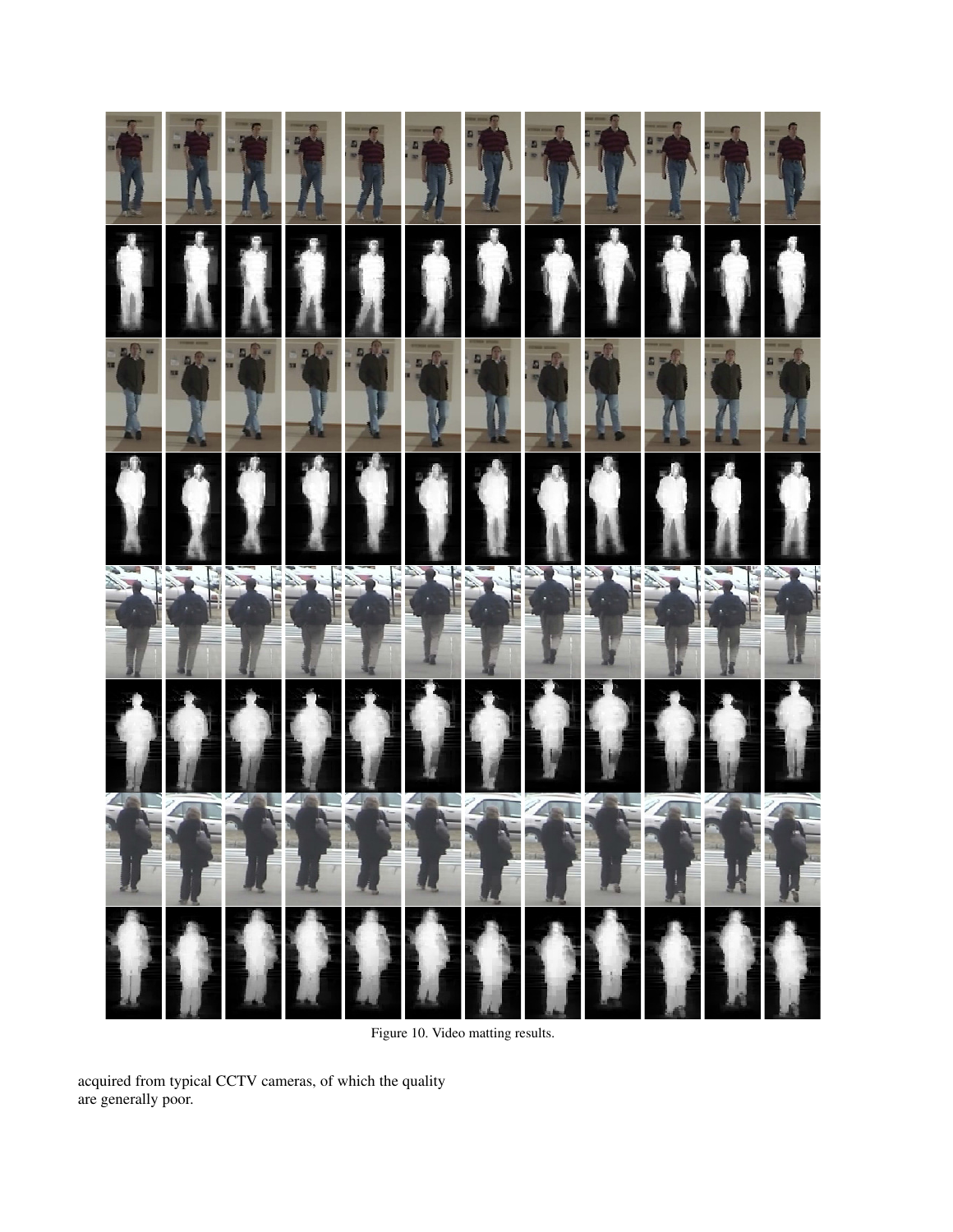Figure 10. Video matting results.

acquired from typical CCTV cameras, of which the quality are generally poor.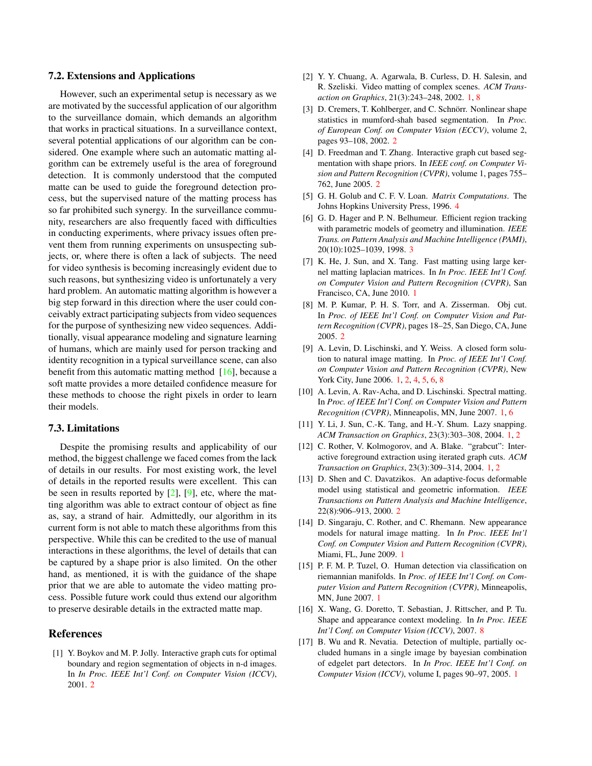### 7.2. Extensions and Applications

However, such an experimental setup is necessary as we are motivated by the successful application of our algorithm to the surveillance domain, which demands an algorithm that works in practical situations. In a surveillance context, several potential applications of our algorithm can be considered. One example where such an automatic matting algorithm can be extremely useful is the area of foreground detection. It is commonly understood that the computed matte can be used to guide the foreground detection process, but the supervised nature of the matting process has so far prohibited such synergy. In the surveillance community, researchers are also frequently faced with difficulties in conducting experiments, where privacy issues often prevent them from running experiments on unsuspecting subjects, or, where there is often a lack of subjects. The need for video synthesis is becoming increasingly evident due to such reasons, but synthesizing video is unfortunately a very hard problem. An automatic matting algorithm is however a big step forward in this direction where the user could conceivably extract participating subjects from video sequences for the purpose of synthesizing new video sequences. Additionally, visual appearance modeling and signature learning of humans, which are mainly used for person tracking and identity recognition in a typical surveillance scene, can also benefit from this automatic matting method [16], because a soft matte provides a more detailed confidence measure for these methods to choose the right pixels in order to learn their models.

### 7.3. Limitations

Despite the promising results and applicability of our method, the biggest challenge we faced comes from the lack of details in our results. For most existing work, the level of details in the reported results were excellent. This can be seen in results reported by [2], [9], etc, where the matting algorithm was able to extract contour of object as fine as, say, a strand of hair. Admittedly, our algorithm in its current form is not able to match these algorithms from this perspective. While this can be credited to the use of manual interactions in these algorithms, the level of details that can be captured by a shape prior is also limited. On the other hand, as mentioned, it is with the guidance of the shape prior that we are able to automate the video matting process. Possible future work could thus extend our algorithm to preserve desirable details in the extracted matte map.

## References

[1] Y. Boykov and M. P. Jolly. Interactive graph cuts for optimal boundary and region segmentation of objects in n-d images. In *In Proc. IEEE Int'l Conf. on Computer Vision (ICCV)*, 2001. 2

[2] Y. Y. Chuang, A. Agarwala, B. Curless, D. H. Salesin, and R. Szeliski. Video matting of complex scenes. *ACM Transaction on Graphics*, 21(3):243–248, 2002. 1, 8

[3] D. Cremers, T. Kohlberger, and C. Schnörr. Nonlinear shape statistics in mumford-shah based segmentation. In *Proc. of European Conf. on Computer Vision (ECCV)*, volume 2, pages 93–108, 2002. 2

[4] D. Freedman and T. Zhang. Interactive graph cut based segmentation with shape priors. In *IEEE conf. on Computer Vision and Pattern Recognition (CVPR)*, volume 1, pages 755–762, June 2005. 2

[5] G. H. Golub and C. F. V. Loan. *Matrix Computations*. The Johns Hopkins University Press, 1996. 4

[6] G. D. Hager and P. N. Belhumeur. Efficient region tracking with parametric models of geometry and illumination. *IEEE Trans. on Pattern Analysis and Machine Intelligence (PAMI)*, 20(10):1025–1039, 1998. 3

[7] K. He, J. Sun, and X. Tang. Fast matting using large kernel matting laplacian matrices. In *In Proc. IEEE Int'l Conf. on Computer Vision and Pattern Recognition (CVPR)*, San Francisco, CA, June 2010. 1

[8] M. P. Kumar, P. H. S. Torr, and A. Zisserman. Obj cut. In *Proc. of IEEE Int'l Conf. on Computer Vision and Pattern Recognition (CVPR)*, pages 18–25, San Diego, CA, June 2005. 2

[9] A. Levin, D. Lischinski, and Y. Weiss. A closed form solution to natural image matting. In *Proc. of IEEE Int'l Conf. on Computer Vision and Pattern Recognition (CVPR)*, New York City, June 2006. 1, 2, 4, 5, 6, 8

[10] A. Levin, A. Rav-Acha, and D. Lischinski. Spectral matting. In *Proc. of IEEE Int'l Conf. on Computer Vision and Pattern Recognition (CVPR)*, Minneapolis, MN, June 2007. 1, 6

[11] Y. Li, J. Sun, C.-K. Tang, and H.-Y. Shum. Lazy snapping. *ACM Transaction on Graphics*, 23(3):303–308, 2004. 1, 2

[12] C. Rother, V. Kolmogorov, and A. Blake. "grabcut": Interactive foreground extraction using iterated graph cuts. *ACM Transaction on Graphics*, 23(3):309–314, 2004. 1, 2

[13] D. Shen and C. Davatzikos. An adaptive-focus deformable model using statistical and geometric information. *IEEE Transactions on Pattern Analysis and Machine Intelligence*, 22(8):906–913, 2000. 2

[14] D. Singaraju, C. Rother, and C. Rhemann. New appearance models for natural image matting. In *In Proc. IEEE Int'l Conf. on Computer Vision and Pattern Recognition (CVPR)*, Miami, FL, June 2009. 1

[15] P. F. M. P. Tuzel, O. Human detection via classification on riemannian manifolds. In *Proc. of IEEE Int'l Conf. on Computer Vision and Pattern Recognition (CVPR)*, Minneapolis, MN, June 2007. 1

[16] X. Wang, G. Doretto, T. Sebastian, J. Rittscher, and P. Tu. Shape and appearance context modeling. In *In Proc. IEEE Int'l Conf. on Computer Vision (ICCV)*, 2007. 8

[17] B. Wu and R. Nevatia. Detection of multiple, partially occluded humans in a single image by bayesian combination of edgelet part detectors. In *In Proc. IEEE Int'l Conf. on Computer Vision (ICCV)*, volume I, pages 90–97, 2005. 1